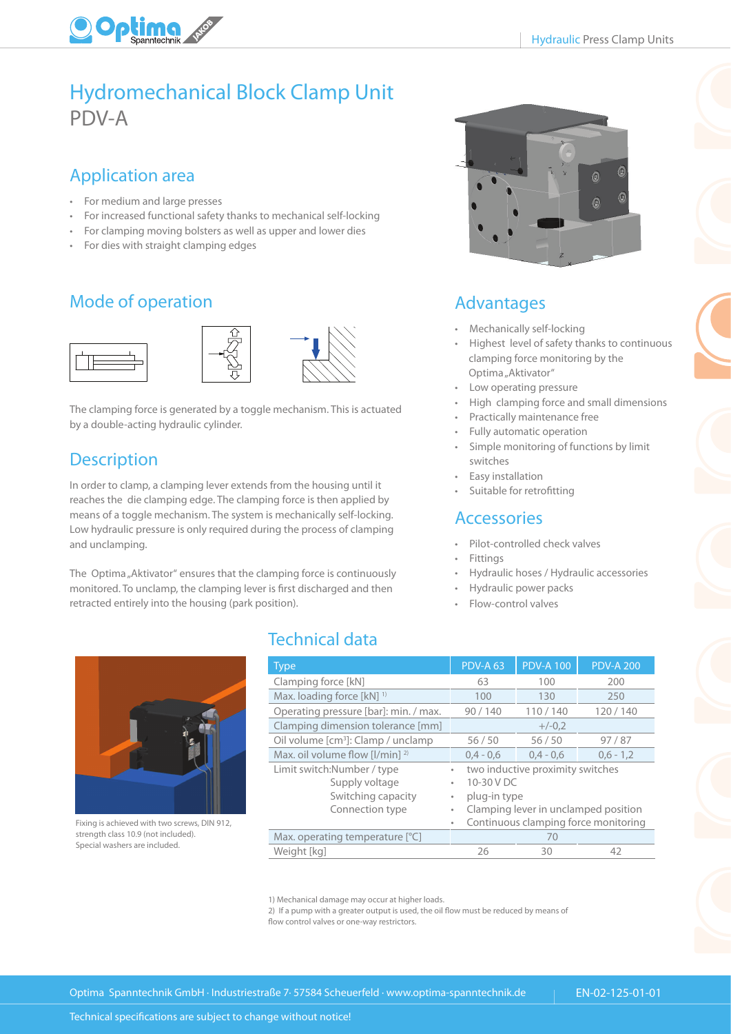# Hydromechanical Block Clamp Unit
PDV-A

## Application area

- For medium and large presses
- For increased functional safety thanks to mechanical self-locking
- For clamping moving bolsters as well as upper and lower dies
- For dies with straight clamping edges

## Mode of operation

The clamping force is generated by a toggle mechanism. This is actuated by a double-acting hydraulic cylinder.

## Description

In order to clamp, a clamping lever extends from the housing until it reaches the die clamping edge. The clamping force is then applied by means of a toggle mechanism. The system is mechanically self-locking. Low hydraulic pressure is only required during the process of clamping and unclamping.

The Optima „Aktivator" ensures that the clamping force is continuously monitored. To unclamp, the clamping lever is first discharged and then retracted entirely into the housing (park position).

## Advantages

- Mechanically self-locking
- Highest level of safety thanks to continuous clamping force monitoring by the Optima „Aktivator"
- Low operating pressure
- High clamping force and small dimensions
- Practically maintenance free
- Fully automatic operation
- Simple monitoring of functions by limit switches
- Easy installation
- Suitable for retrofitting

## Accessories

- Pilot-controlled check valves
- Fittings
- Hydraulic hoses / Hydraulic accessories
- Hydraulic power packs
- Flow-control valves

Fixing is achieved with two screws, DIN 912, strength class 10.9 (not included). Special washers are included.

## Technical data

| Type | PDV-A 63 | PDV-A 100 | PDV-A 200 |
|---|---|---|---|
| Clamping force [kN] | 63 | 100 | 200 |
| Max. loading force [kN] [1] | 100 | 130 | 250 |
| Operating pressure [bar]: min. / max. | 90 / 140 | 110 / 140 | 120 / 140 |
| Clamping dimension tolerance [mm] | | +/-0,2 | |
| Oil volume [cm³]: Clamp / unclamp | 56 / 50 | 56 / 50 | 97 / 87 |
| Max. oil volume flow [l/min] [2] | 0,4 - 0,6 | 0,4 - 0,6 | 0,6 - 1,2 |
| Limit switch: Number / type | • two inductive proximity switches | | |
| Supply voltage | • 10-30 V DC | | |
| Switching capacity | • plug-in type | | |
| Connection type | • Clamping lever in unclamped position | | |
| | • Continuous clamping force monitoring | | |
| Max. operating temperature [°C] | | 70 | |
| Weight [kg] | 26 | 30 | 42 |

1) Mechanical damage may occur at higher loads.
2) If a pump with a greater output is used, the oil flow must be reduced by means of flow control valves or one-way restrictors.

Optima Spanntechnik GmbH · Industriestraße 7· 57584 Scheuerfeld · www.optima-spanntechnik.de EN-02-125-01-01

Technical specifications are subject to change without notice!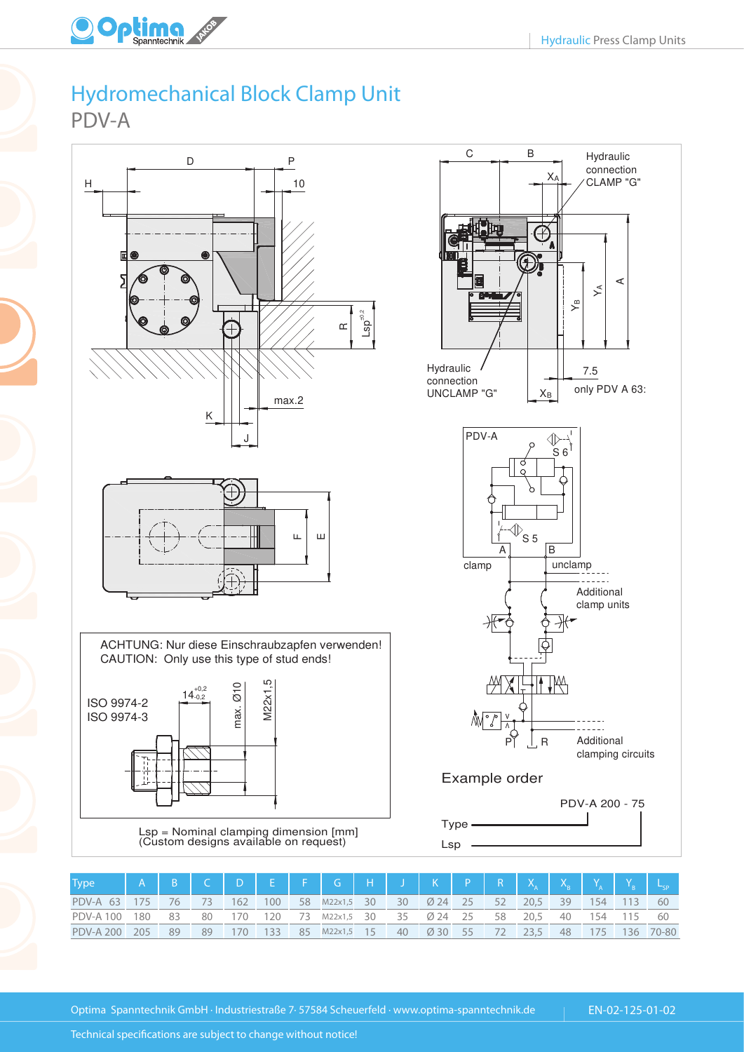# Hydromechanical Block Clamp Unit

## PDV-A

Hydraulic connection CLAMP "G"

Hydraulic connection UNCLAMP "G"

only PDV A 63: 7.5

clamp

unclamp

Additional clamp units

Additional clamping circuits

ACHTUNG: Nur diese Einschraubzapfen verwenden!
CAUTION: Only use this type of stud ends!

ISO 9974-2
ISO 9974-3

Lsp = Nominal clamping dimension [mm]
(Custom designs available on request)

### Example order

PDV-A 200 - 75

Type

Lsp

| Type | A | B | C | D | E | F | G | H | J | K | P | R | $X_A$ | $X_B$ | $Y_A$ | $Y_B$ | $L_{SP}$ |
|---|---|---|---|---|---|---|---|---|---|---|---|---|---|---|---|---|---|
| PDV-A 63 | 175 | 76 | 73 | 162 | 100 | 58 | M22x1,5 | 30 | 30 | Ø 24 | 25 | 52 | 20,5 | 39 | 154 | 113 | 60 |
| PDV-A 100 | 180 | 83 | 80 | 170 | 120 | 73 | M22x1,5 | 30 | 35 | Ø 24 | 25 | 58 | 20,5 | 40 | 154 | 115 | 60 |
| PDV-A 200 | 205 | 89 | 89 | 170 | 133 | 85 | M22x1,5 | 15 | 40 | Ø 30 | 55 | 72 | 23,5 | 48 | 175 | 136 | 70-80 |

Optima Spanntechnik GmbH · Industriestraße 7· 57584 Scheuerfeld · www.optima-spanntechnik.de

EN-02-125-01-02

Technical specifications are subject to change without notice!